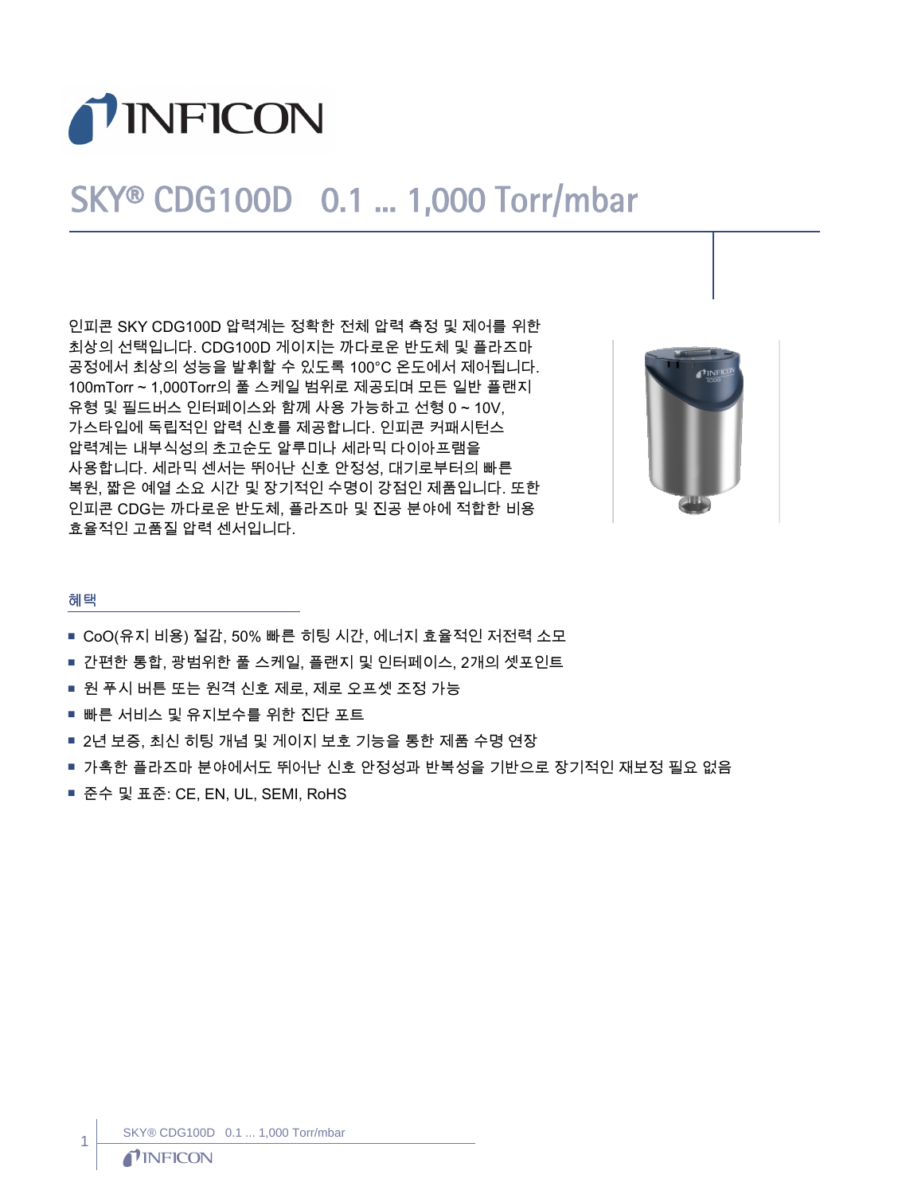# SKY® CDG100D 0.1 ... 1,000 Torr/mbar

인피콘 SKY CDG100D 압력계는 정확한 전체 압력 측정 및 제어를 위한 최상의 선택입니다. CDG100D 게이지는 까다로운 반도체 및 플라즈마 공정에서 최상의 성능을 발휘할 수 있도록 100°C 온도에서 제어됩니다. 100mTorr ~ 1,000Torr의 풀 스케일 범위로 제공되며 모든 일반 플랜지 유형 및 필드버스 인터페이스와 함께 사용 가능하고 선형 0 ~ 10V, 가스타입에 독립적인 압력 신호를 제공합니다. 인피콘 커패시턴스 압력계는 내부식성의 초고순도 알루미나 세라믹 다이아프램을 사용합니다. 세라믹 센서는 뛰어난 신호 안정성, 대기로부터의 빠른 복원, 짧은 예열 소요 시간 및 장기적인 수명이 강점인 제품입니다. 또한 인피콘 CDG는 까다로운 반도체, 플라즈마 및 진공 분야에 적합한 비용 효율적인 고품질 압력 센서입니다.

## 혜택

- CoO(유지 비용) 절감, 50% 빠른 히팅 시간, 에너지 효율적인 저전력 소모
- 간편한 통합, 광범위한 풀 스케일, 플랜지 및 인터페이스, 2개의 셋포인트
- 원 푸시 버튼 또는 원격 신호 제로, 제로 오프셋 조정 가능
- 빠른 서비스 및 유지보수를 위한 진단 포트
- 2년 보증, 최신 히팅 개념 및 게이지 보호 기능을 통한 제품 수명 연장
- 가혹한 플라즈마 분야에서도 뛰어난 신호 안정성과 반복성을 기반으로 장기적인 재보정 필요 없음
- 준수 및 표준: CE, EN, UL, SEMI, RoHS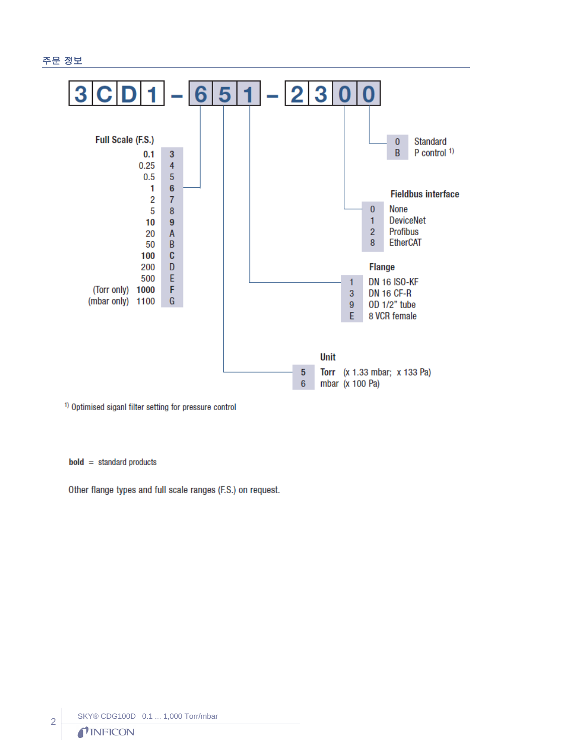## 주문 정보

**3CD1 – 651 – 2300**

### Full Scale (F.S.)

| F.S. | Code |
|---|---|
| **0.1** | **3** |
| 0.25 | 4 |
| 0.5 | 5 |
| **1** | **6** |
| 2 | 7 |
| 5 | 8 |
| **10** | **9** |
| 20 | A |
| 50 | B |
| **100** | **C** |
| 200 | D |
| 500 | E |
| (Torr only) **1000** | **F** |
| (mbar only) 1100 | G |

### Unit

| Code | Unit |
|---|---|
| 5 | **Torr** (x 1.33 mbar; x 133 Pa) |
| 6 | mbar (x 100 Pa) |

### Flange

| Code | Flange |
|---|---|
| 1 | DN 16 ISO-KF |
| 3 | DN 16 CF-R |
| 9 | OD 1/2" tube |
| E | 8 VCR female |

### Fieldbus interface

| Code | Interface |
|---|---|
| 0 | None |
| 1 | DeviceNet |
| 2 | Profibus |
| 8 | EtherCAT |

### Standard / P control

| Code | Option |
|---|---|
| 0 | Standard |
| B | P control [1] |

[1] Optimised siganl filter setting for pressure control

**bold** = standard products

Other flange types and full scale ranges (F.S.) on request.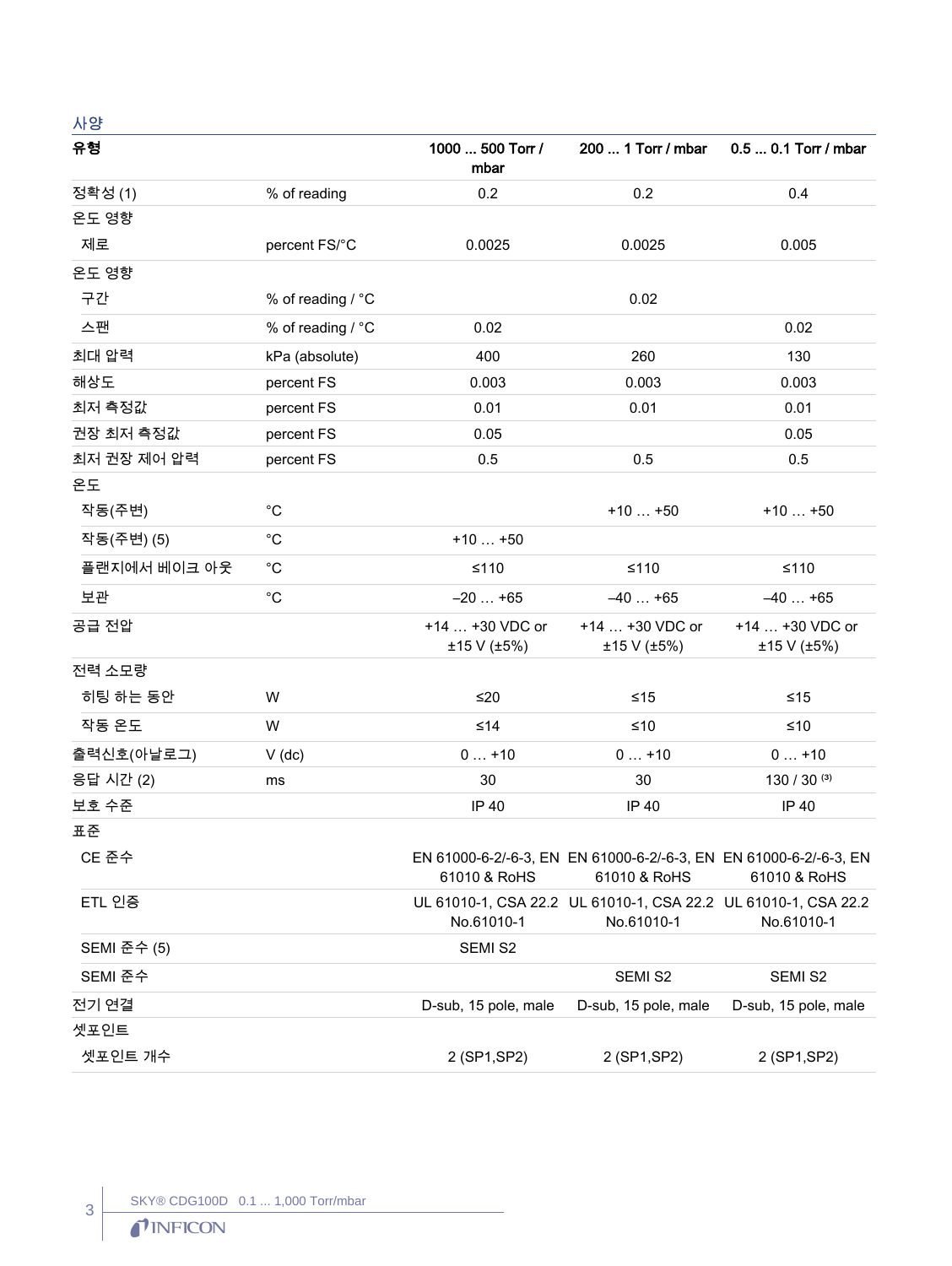## 사양

| 유형 | | 1000 ... 500 Torr / mbar | 200 ... 1 Torr / mbar | 0.5 ... 0.1 Torr / mbar |
|---|---|---|---|---|
| 정확성 (1) | % of reading | 0.2 | 0.2 | 0.4 |
| 온도 영향 | | | | |
| 제로 | percent FS/°C | 0.0025 | 0.0025 | 0.005 |
| 온도 영향 | | | | |
| 구간 | % of reading / °C | | 0.02 | |
| 스팬 | % of reading / °C | 0.02 | | 0.02 |
| 최대 압력 | kPa (absolute) | 400 | 260 | 130 |
| 해상도 | percent FS | 0.003 | 0.003 | 0.003 |
| 최저 측정값 | percent FS | 0.01 | 0.01 | 0.01 |
| 권장 최저 측정값 | percent FS | 0.05 | | 0.05 |
| 최저 권장 제어 압력 | percent FS | 0.5 | 0.5 | 0.5 |
| 온도 | | | | |
| 작동(주변) | °C | | +10 … +50 | +10 … +50 |
| 작동(주변) (5) | °C | +10 … +50 | | |
| 플랜지에서 베이크 아웃 | °C | ≤110 | ≤110 | ≤110 |
| 보관 | °C | –20 … +65 | –40 … +65 | –40 … +65 |
| 공급 전압 | | +14 … +30 VDC or ±15 V (±5%) | +14 … +30 VDC or ±15 V (±5%) | +14 … +30 VDC or ±15 V (±5%) |
| 전력 소모량 | | | | |
| 히팅 하는 동안 | W | ≤20 | ≤15 | ≤15 |
| 작동 온도 | W | ≤14 | ≤10 | ≤10 |
| 출력신호(아날로그) | V (dc) | 0 … +10 | 0 … +10 | 0 … +10 |
| 응답 시간 (2) | ms | 30 | 30 | 130 / 30 (3) |
| 보호 수준 | | IP 40 | IP 40 | IP 40 |
| 표준 | | | | |
| CE 준수 | | EN 61000-6-2/-6-3, EN 61010 & RoHS | EN 61000-6-2/-6-3, EN 61010 & RoHS | EN 61000-6-2/-6-3, EN 61010 & RoHS |
| ETL 인증 | | UL 61010-1, CSA 22.2 No.61010-1 | UL 61010-1, CSA 22.2 No.61010-1 | UL 61010-1, CSA 22.2 No.61010-1 |
| SEMI 준수 (5) | | SEMI S2 | | |
| SEMI 준수 | | | SEMI S2 | SEMI S2 |
| 전기 연결 | | D-sub, 15 pole, male | D-sub, 15 pole, male | D-sub, 15 pole, male |
| 셋포인트 | | | | |
| 셋포인트 개수 | | 2 (SP1,SP2) | 2 (SP1,SP2) | 2 (SP1,SP2) |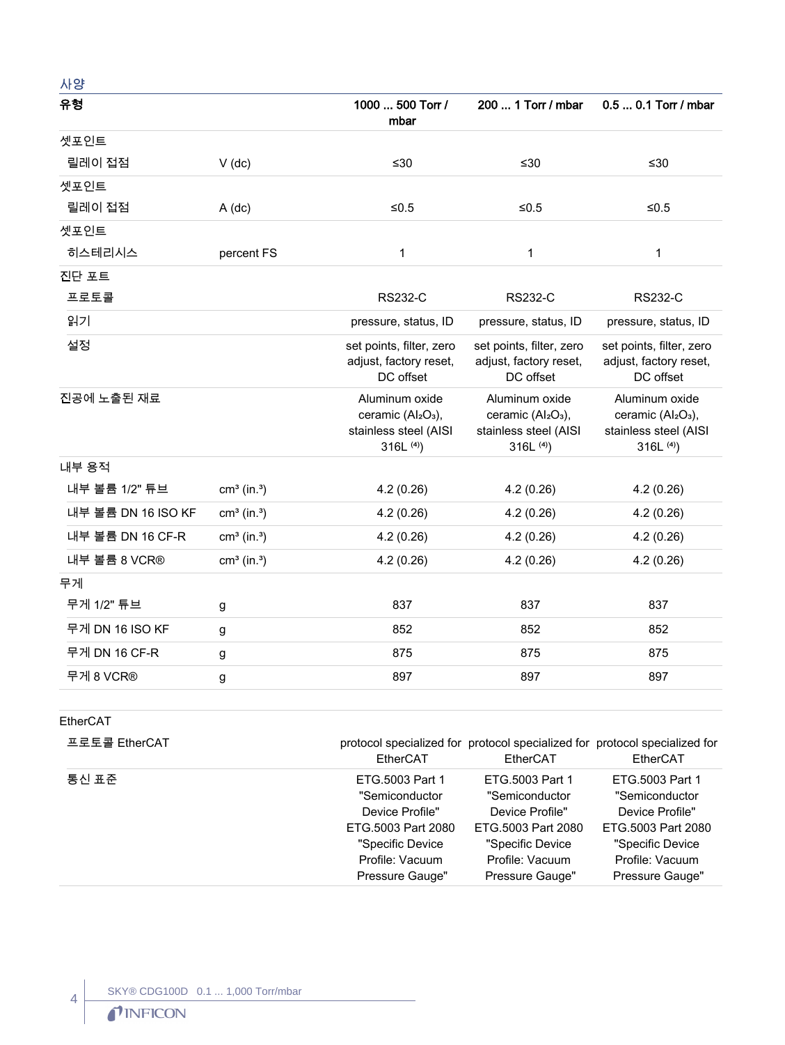## 사양

| 유형 | | 1000 ... 500 Torr / mbar | 200 ... 1 Torr / mbar | 0.5 ... 0.1 Torr / mbar |
|---|---|---|---|---|
| 셋포인트 | | | | |
| 릴레이 접점 | V (dc) | ≤30 | ≤30 | ≤30 |
| 셋포인트 | | | | |
| 릴레이 접점 | A (dc) | ≤0.5 | ≤0.5 | ≤0.5 |
| 셋포인트 | | | | |
| 히스테리시스 | percent FS | 1 | 1 | 1 |
| 진단 포트 | | | | |
| 프로토콜 | | RS232-C | RS232-C | RS232-C |
| 읽기 | | pressure, status, ID | pressure, status, ID | pressure, status, ID |
| 설정 | | set points, filter, zero adjust, factory reset, DC offset | set points, filter, zero adjust, factory reset, DC offset | set points, filter, zero adjust, factory reset, DC offset |
| 진공에 노출된 재료 | | Aluminum oxide ceramic ($Al_2O_3$), stainless steel (AISI 316L [4]) | Aluminum oxide ceramic ($Al_2O_3$), stainless steel (AISI 316L [4]) | Aluminum oxide ceramic ($Al_2O_3$), stainless steel (AISI 316L [4]) |
| 내부 용적 | | | | |
| 내부 볼륨 1/2" 튜브 | $cm^3$ ($in.^3$) | 4.2 (0.26) | 4.2 (0.26) | 4.2 (0.26) |
| 내부 볼륨 DN 16 ISO KF | $cm^3$ ($in.^3$) | 4.2 (0.26) | 4.2 (0.26) | 4.2 (0.26) |
| 내부 볼륨 DN 16 CF-R | $cm^3$ ($in.^3$) | 4.2 (0.26) | 4.2 (0.26) | 4.2 (0.26) |
| 내부 볼륨 8 VCR® | $cm^3$ ($in.^3$) | 4.2 (0.26) | 4.2 (0.26) | 4.2 (0.26) |
| 무게 | | | | |
| 무게 1/2" 튜브 | g | 837 | 837 | 837 |
| 무게 DN 16 ISO KF | g | 852 | 852 | 852 |
| 무게 DN 16 CF-R | g | 875 | 875 | 875 |
| 무게 8 VCR® | g | 897 | 897 | 897 |
| EtherCAT | | | | |
| 프로토콜 EtherCAT | | protocol specialized for EtherCAT | protocol specialized for EtherCAT | protocol specialized for EtherCAT |
| 통신 표준 | | ETG.5003 Part 1 "Semiconductor Device Profile" ETG.5003 Part 2080 "Specific Device Profile: Vacuum Pressure Gauge" | ETG.5003 Part 1 "Semiconductor Device Profile" ETG.5003 Part 2080 "Specific Device Profile: Vacuum Pressure Gauge" | ETG.5003 Part 1 "Semiconductor Device Profile" ETG.5003 Part 2080 "Specific Device Profile: Vacuum Pressure Gauge" |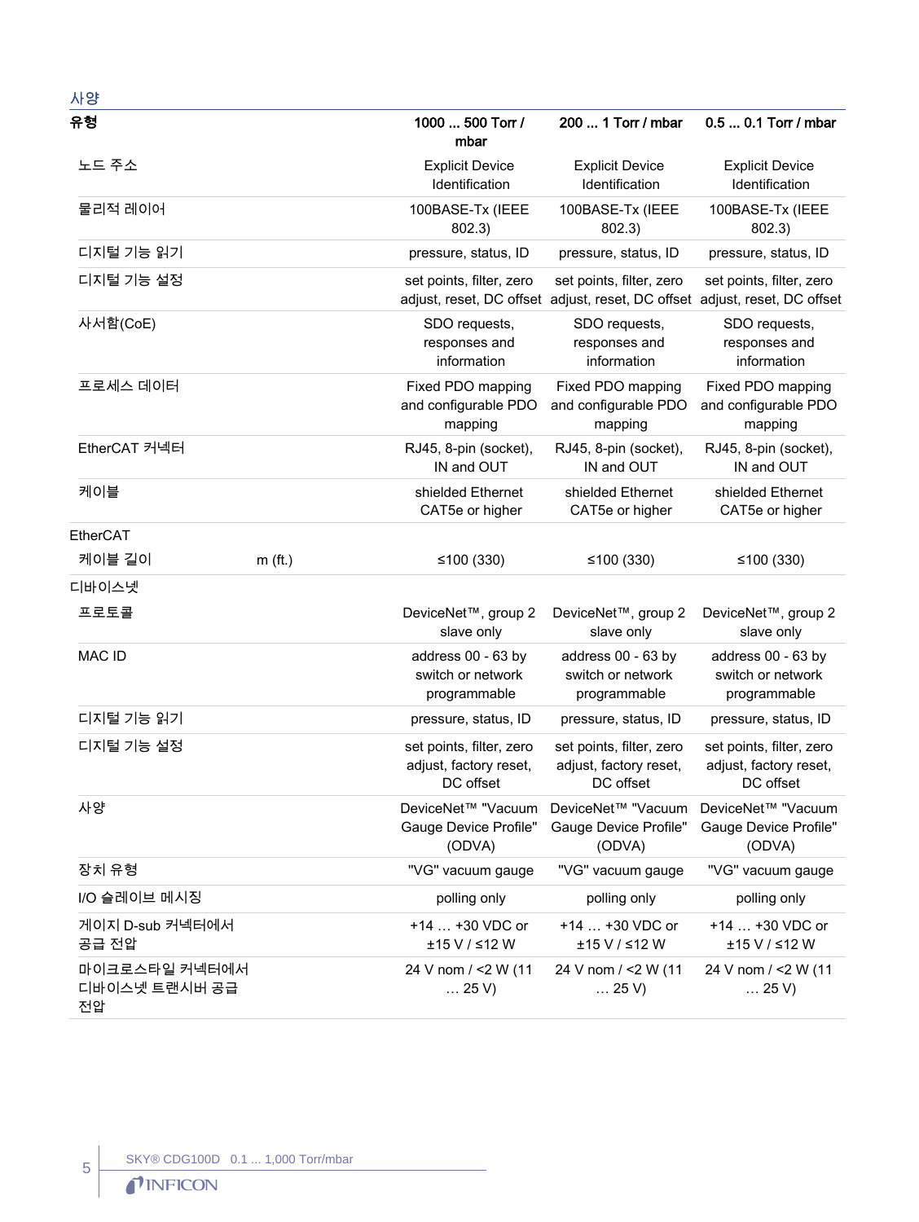## 사양

| 유형 | | 1000 ... 500 Torr / mbar | 200 ... 1 Torr / mbar | 0.5 ... 0.1 Torr / mbar |
|---|---|---|---|---|
| 노드 주소 | | Explicit Device Identification | Explicit Device Identification | Explicit Device Identification |
| 물리적 레이어 | | 100BASE-Tx (IEEE 802.3) | 100BASE-Tx (IEEE 802.3) | 100BASE-Tx (IEEE 802.3) |
| 디지털 기능 읽기 | | pressure, status, ID | pressure, status, ID | pressure, status, ID |
| 디지털 기능 설정 | | set points, filter, zero adjust, reset, DC offset | set points, filter, zero adjust, reset, DC offset | set points, filter, zero adjust, reset, DC offset |
| 사서함(CoE) | | SDO requests, responses and information | SDO requests, responses and information | SDO requests, responses and information |
| 프로세스 데이터 | | Fixed PDO mapping and configurable PDO mapping | Fixed PDO mapping and configurable PDO mapping | Fixed PDO mapping and configurable PDO mapping |
| EtherCAT 커넥터 | | RJ45, 8-pin (socket), IN and OUT | RJ45, 8-pin (socket), IN and OUT | RJ45, 8-pin (socket), IN and OUT |
| 케이블 | | shielded Ethernet CAT5e or higher | shielded Ethernet CAT5e or higher | shielded Ethernet CAT5e or higher |
| EtherCAT | | | | |
| 케이블 길이 | m (ft.) | ≤100 (330) | ≤100 (330) | ≤100 (330) |
| 디바이스넷 | | | | |
| 프로토콜 | | DeviceNet™, group 2 slave only | DeviceNet™, group 2 slave only | DeviceNet™, group 2 slave only |
| MAC ID | | address 00 - 63 by switch or network programmable | address 00 - 63 by switch or network programmable | address 00 - 63 by switch or network programmable |
| 디지털 기능 읽기 | | pressure, status, ID | pressure, status, ID | pressure, status, ID |
| 디지털 기능 설정 | | set points, filter, zero adjust, factory reset, DC offset | set points, filter, zero adjust, factory reset, DC offset | set points, filter, zero adjust, factory reset, DC offset |
| 사양 | | DeviceNet™ "Vacuum Gauge Device Profile" (ODVA) | DeviceNet™ "Vacuum Gauge Device Profile" (ODVA) | DeviceNet™ "Vacuum Gauge Device Profile" (ODVA) |
| 장치 유형 | | "VG" vacuum gauge | "VG" vacuum gauge | "VG" vacuum gauge |
| I/O 슬레이브 메시징 | | polling only | polling only | polling only |
| 게이지 D-sub 커넥터에서 공급 전압 | | +14 … +30 VDC or ±15 V / ≤12 W | +14 … +30 VDC or ±15 V / ≤12 W | +14 … +30 VDC or ±15 V / ≤12 W |
| 마이크로스타일 커넥터에서 디바이스넷 트랜시버 공급 전압 | | 24 V nom / <2 W (11 … 25 V) | 24 V nom / <2 W (11 … 25 V) | 24 V nom / <2 W (11 … 25 V) |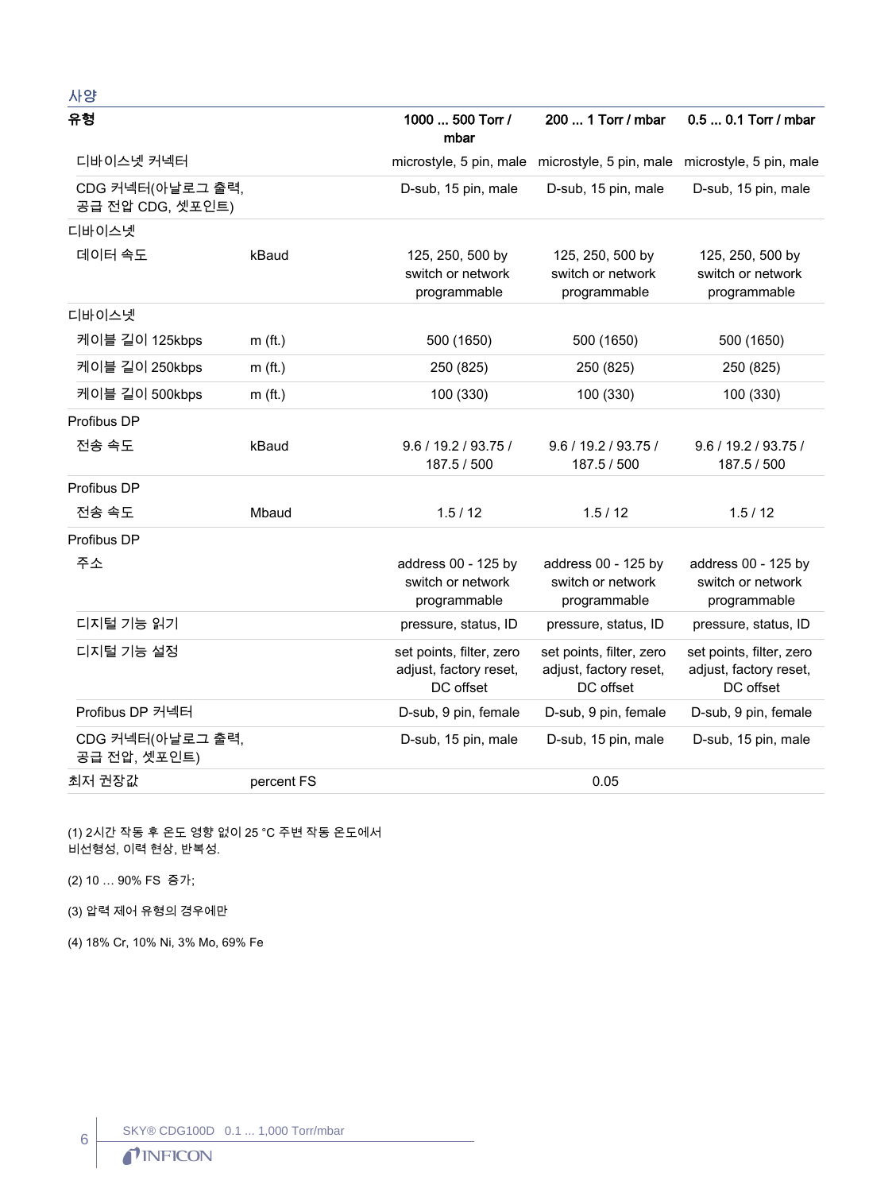사양

| 유형 | | 1000 ... 500 Torr / mbar | 200 ... 1 Torr / mbar | 0.5 ... 0.1 Torr / mbar |
|---|---|---|---|---|
| 디바이스넷 커넥터 | | microstyle, 5 pin, male | microstyle, 5 pin, male | microstyle, 5 pin, male |
| CDG 커넥터(아날로그 출력, 공급 전압 CDG, 셋포인트) | | D-sub, 15 pin, male | D-sub, 15 pin, male | D-sub, 15 pin, male |
| 디바이스넷 | | | | |
| 데이터 속도 | kBaud | 125, 250, 500 by switch or network programmable | 125, 250, 500 by switch or network programmable | 125, 250, 500 by switch or network programmable |
| 디바이스넷 | | | | |
| 케이블 길이 125kbps | m (ft.) | 500 (1650) | 500 (1650) | 500 (1650) |
| 케이블 길이 250kbps | m (ft.) | 250 (825) | 250 (825) | 250 (825) |
| 케이블 길이 500kbps | m (ft.) | 100 (330) | 100 (330) | 100 (330) |
| Profibus DP | | | | |
| 전송 속도 | kBaud | 9.6 / 19.2 / 93.75 / 187.5 / 500 | 9.6 / 19.2 / 93.75 / 187.5 / 500 | 9.6 / 19.2 / 93.75 / 187.5 / 500 |
| Profibus DP | | | | |
| 전송 속도 | Mbaud | 1.5 / 12 | 1.5 / 12 | 1.5 / 12 |
| Profibus DP | | | | |
| 주소 | | address 00 - 125 by switch or network programmable | address 00 - 125 by switch or network programmable | address 00 - 125 by switch or network programmable |
| 디지털 기능 읽기 | | pressure, status, ID | pressure, status, ID | pressure, status, ID |
| 디지털 기능 설정 | | set points, filter, zero adjust, factory reset, DC offset | set points, filter, zero adjust, factory reset, DC offset | set points, filter, zero adjust, factory reset, DC offset |
| Profibus DP 커넥터 | | D-sub, 9 pin, female | D-sub, 9 pin, female | D-sub, 9 pin, female |
| CDG 커넥터(아날로그 출력, 공급 전압, 셋포인트) | | D-sub, 15 pin, male | D-sub, 15 pin, male | D-sub, 15 pin, male |
| 최저 권장값 | percent FS | | 0.05 | |

(1) 2시간 작동 후 온도 영향 없이 25 °C 주변 작동 온도에서 비선형성, 이력 현상, 반복성.

(2) 10 … 90% FS 증가;

(3) 압력 제어 유형의 경우에만

(4) 18% Cr, 10% Ni, 3% Mo, 69% Fe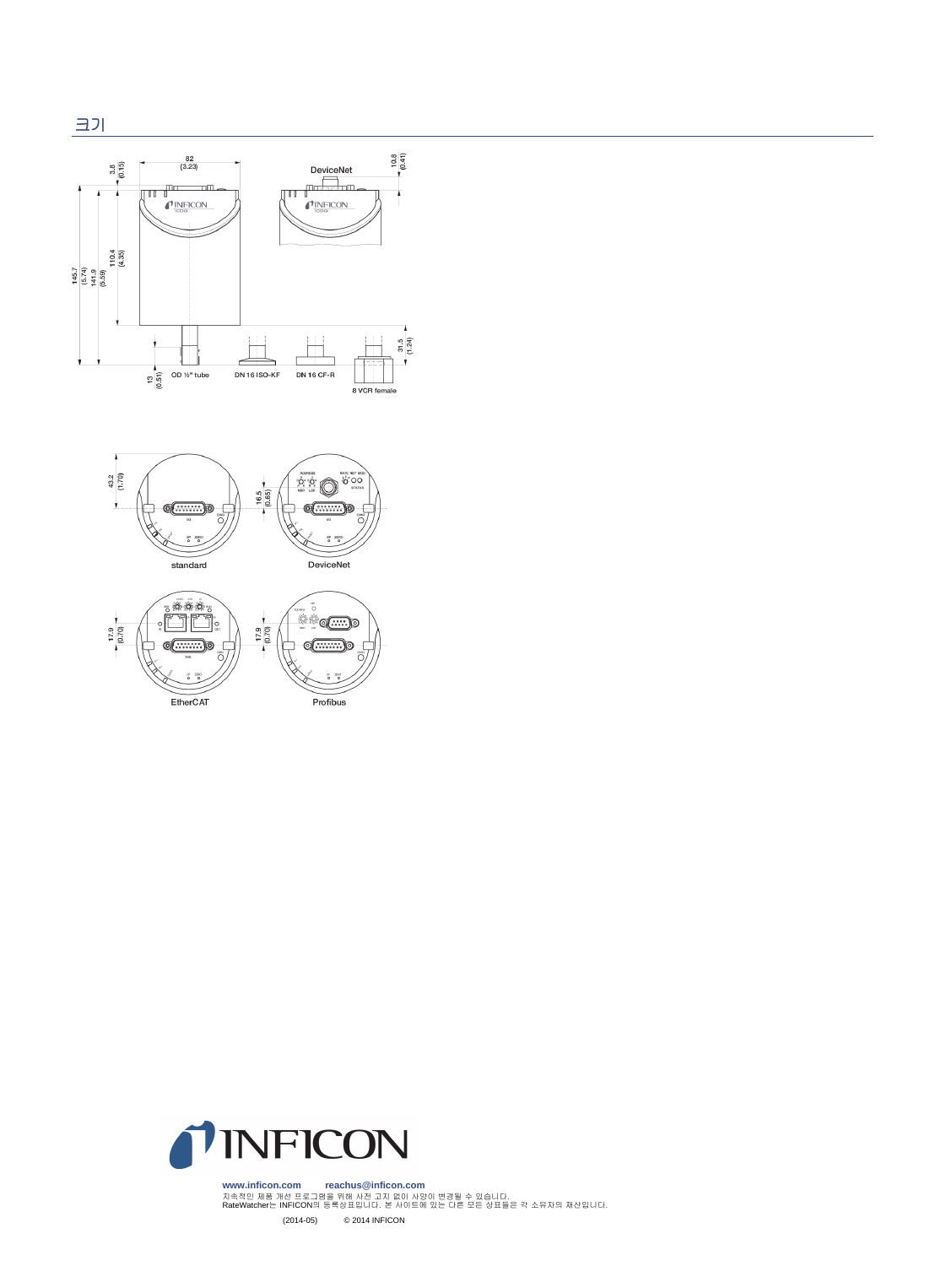## 크기

82
(3.23)

3.8
(0.15)

10.8
(0.41)

DeviceNet

145.7
(5.74)

141.9
(5.59)

110.4
(4.35)

31.5
(1.24)

13
(0.51)

OD ½" tube

DN 16 ISO-KF

DN 16 CF-R

8 VCR female

43.2
(1.70)

standard

16.5
(0.65)

DeviceNet

17.9
(0.70)

EtherCAT

17.9
(0.70)

Profibus

www.inficon.com reachus@inficon.com

지속적인 제품 개선 프로그램을 위해 사전 고지 없이 사양이 변경될 수 있습니다.
RateWatcher는 INFICON의 등록상표입니다. 본 사이트에 있는 다른 모든 상표들은 각 소유자의 재산입니다.

(2014-05) © 2014 INFICON